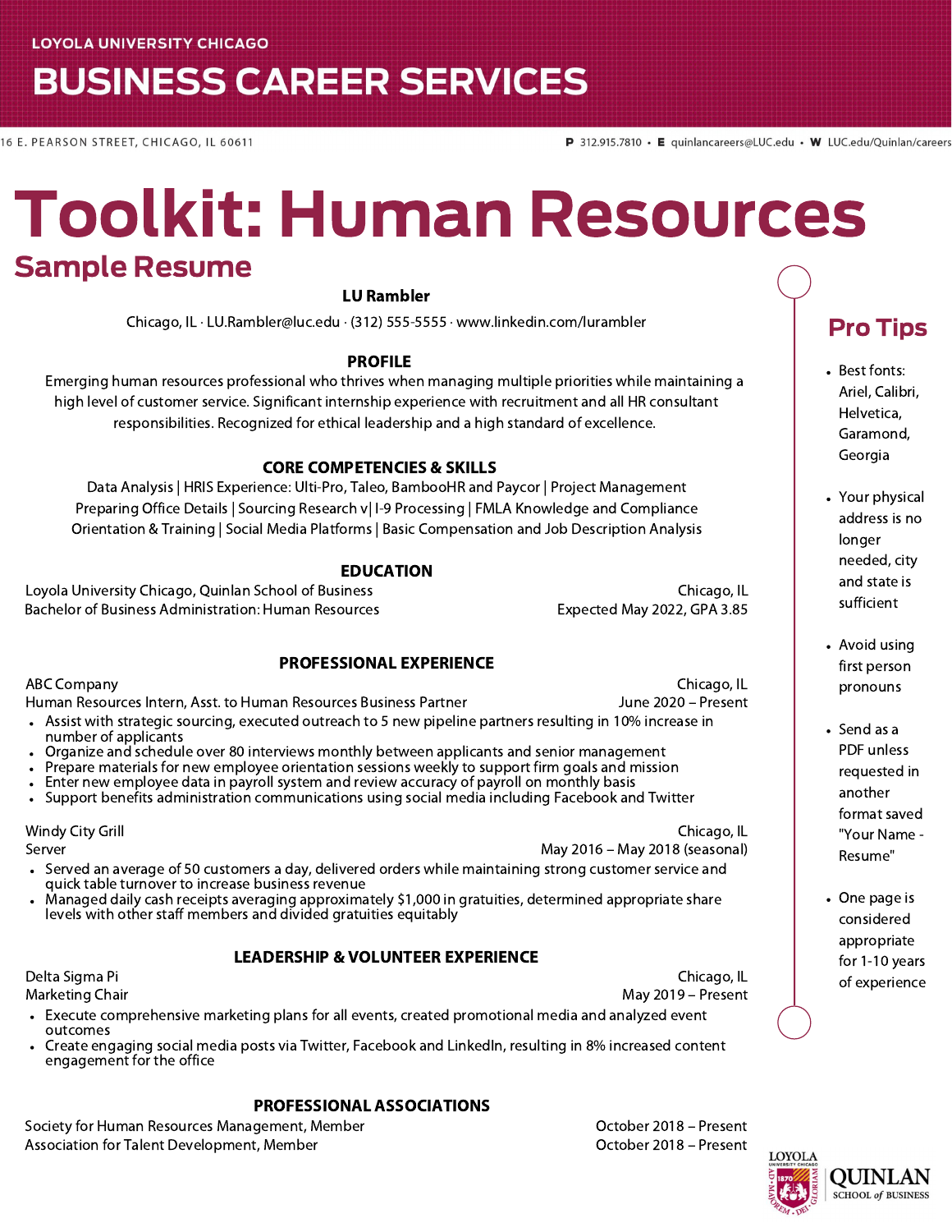LOYOLA UNIVERSITY CHICAGO

**BUSINESS CAREER SERVICES**

16 E. PEARSON STREET, CHICAGO, IL 60611

P 312.915.7810 • E quinlancareers@LUC.edu • W LUC.edu/Quinlan/careers

# Toolkit: Human Resources

## Sample Resume

**LU Rambler**

Chicago, IL · LU.Rambler@luc.edu · (312) 555-5555 · www.linkedin.com/lurambler

**PROFILE**

Emerging human resources professional who thrives when managing multiple priorities while maintaining a high level of customer service. Significant internship experience with recruitment and all HR consultant responsibilities. Recognized for ethical leadership and a high standard of excellence.

**CORE COMPETENCIES & SKILLS**

Data Analysis | HRIS Experience: Ulti-Pro, Taleo, BambooHR and Paycor | Project Management
Preparing Office Details | Sourcing Research v| I-9 Processing | FMLA Knowledge and Compliance
Orientation & Training | Social Media Platforms | Basic Compensation and Job Description Analysis

**EDUCATION**

Loyola University Chicago, Quinlan School of Business — Chicago, IL
Bachelor of Business Administration: Human Resources — Expected May 2022, GPA 3.85

**PROFESSIONAL EXPERIENCE**

ABC Company — Chicago, IL
Human Resources Intern, Asst. to Human Resources Business Partner — June 2020 – Present

- Assist with strategic sourcing, executed outreach to 5 new pipeline partners resulting in 10% increase in number of applicants
- Organize and schedule over 80 interviews monthly between applicants and senior management
- Prepare materials for new employee orientation sessions weekly to support firm goals and mission
- Enter new employee data in payroll system and review accuracy of payroll on monthly basis
- Support benefits administration communications using social media including Facebook and Twitter

Windy City Grill — Chicago, IL
Server — May 2016 – May 2018 (seasonal)

- Served an average of 50 customers a day, delivered orders while maintaining strong customer service and quick table turnover to increase business revenue
- Managed daily cash receipts averaging approximately $1,000 in gratuities, determined appropriate share levels with other staff members and divided gratuities equitably

**LEADERSHIP & VOLUNTEER EXPERIENCE**

Delta Sigma Pi — Chicago, IL
Marketing Chair — May 2019 – Present

- Execute comprehensive marketing plans for all events, created promotional media and analyzed event outcomes
- Create engaging social media posts via Twitter, Facebook and LinkedIn, resulting in 8% increased content engagement for the office

**PROFESSIONAL ASSOCIATIONS**

Society for Human Resources Management, Member — October 2018 – Present
Association for Talent Development, Member — October 2018 – Present

## Pro Tips

- Best fonts: Ariel, Calibri, Helvetica, Garamond, Georgia
- Your physical address is no longer needed, city and state is sufficient
- Avoid using first person pronouns
- Send as a PDF unless requested in another format saved "Your Name - Resume"
- One page is considered appropriate for 1-10 years of experience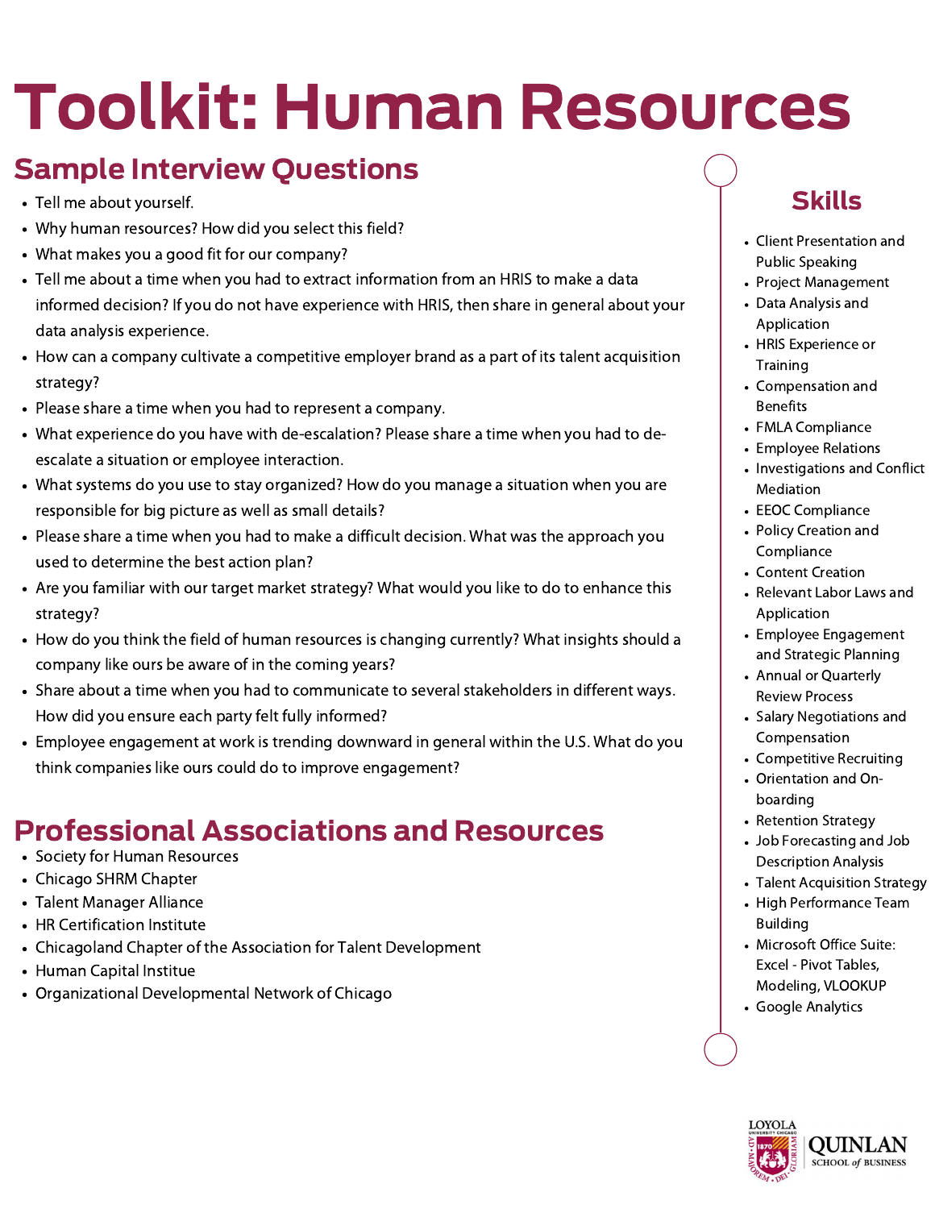# Toolkit: Human Resources

## Sample Interview Questions

- Tell me about yourself.
- Why human resources? How did you select this field?
- What makes you a good fit for our company?
- Tell me about a time when you had to extract information from an HRIS to make a data informed decision? If you do not have experience with HRIS, then share in general about your data analysis experience.
- How can a company cultivate a competitive employer brand as a part of its talent acquisition strategy?
- Please share a time when you had to represent a company.
- What experience do you have with de-escalation? Please share a time when you had to de-escalate a situation or employee interaction.
- What systems do you use to stay organized? How do you manage a situation when you are responsible for big picture as well as small details?
- Please share a time when you had to make a difficult decision. What was the approach you used to determine the best action plan?
- Are you familiar with our target market strategy? What would you like to do to enhance this strategy?
- How do you think the field of human resources is changing currently? What insights should a company like ours be aware of in the coming years?
- Share about a time when you had to communicate to several stakeholders in different ways. How did you ensure each party felt fully informed?
- Employee engagement at work is trending downward in general within the U.S. What do you think companies like ours could do to improve engagement?

## Professional Associations and Resources

- Society for Human Resources
- Chicago SHRM Chapter
- Talent Manager Alliance
- HR Certification Institute
- Chicagoland Chapter of the Association for Talent Development
- Human Capital Institue
- Organizational Developmental Network of Chicago

## Skills

- Client Presentation and Public Speaking
- Project Management
- Data Analysis and Application
- HRIS Experience or Training
- Compensation and Benefits
- FMLA Compliance
- Employee Relations
- Investigations and Conflict Mediation
- EEOC Compliance
- Policy Creation and Compliance
- Content Creation
- Relevant Labor Laws and Application
- Employee Engagement and Strategic Planning
- Annual or Quarterly Review Process
- Salary Negotiations and Compensation
- Competitive Recruiting
- Orientation and On-boarding
- Retention Strategy
- Job Forecasting and Job Description Analysis
- Talent Acquisition Strategy
- High Performance Team Building
- Microsoft Office Suite: Excel - Pivot Tables, Modeling, VLOOKUP
- Google Analytics